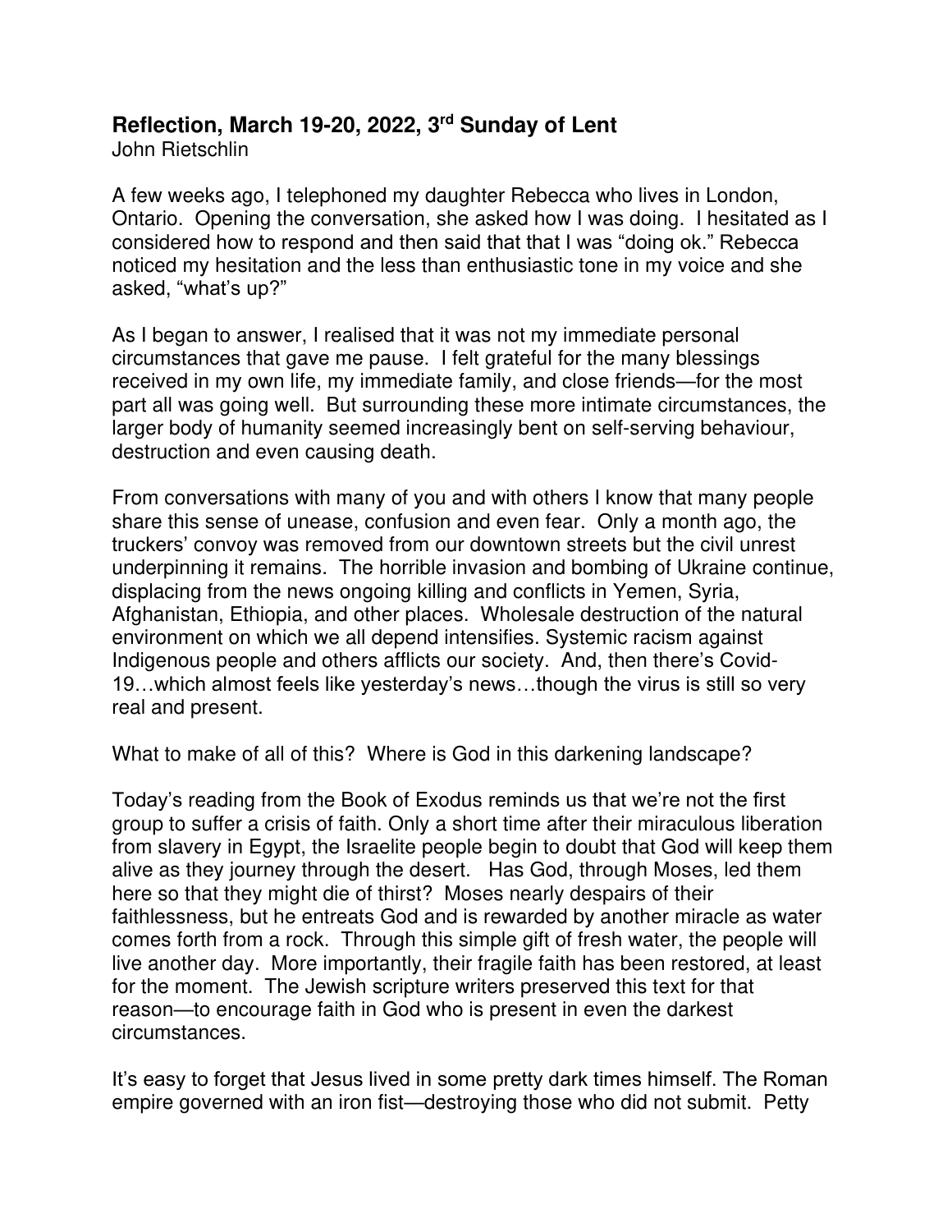## Reflection, March 19-20, 2022, 3rd Sunday of Lent

John Rietschlin

A few weeks ago, I telephoned my daughter Rebecca who lives in London, Ontario. Opening the conversation, she asked how I was doing. I hesitated as I considered how to respond and then said that that I was "doing ok." Rebecca noticed my hesitation and the less than enthusiastic tone in my voice and she asked, "what's up?"

As I began to answer, I realised that it was not my immediate personal circumstances that gave me pause. I felt grateful for the many blessings received in my own life, my immediate family, and close friends—for the most part all was going well. But surrounding these more intimate circumstances, the larger body of humanity seemed increasingly bent on self-serving behaviour, destruction and even causing death.

From conversations with many of you and with others I know that many people share this sense of unease, confusion and even fear. Only a month ago, the truckers' convoy was removed from our downtown streets but the civil unrest underpinning it remains. The horrible invasion and bombing of Ukraine continue, displacing from the news ongoing killing and conflicts in Yemen, Syria, Afghanistan, Ethiopia, and other places. Wholesale destruction of the natural environment on which we all depend intensifies. Systemic racism against Indigenous people and others afflicts our society. And, then there's Covid-19…which almost feels like yesterday's news…though the virus is still so very real and present.

What to make of all of this? Where is God in this darkening landscape?

Today's reading from the Book of Exodus reminds us that we're not the first group to suffer a crisis of faith. Only a short time after their miraculous liberation from slavery in Egypt, the Israelite people begin to doubt that God will keep them alive as they journey through the desert. Has God, through Moses, led them here so that they might die of thirst? Moses nearly despairs of their faithlessness, but he entreats God and is rewarded by another miracle as water comes forth from a rock. Through this simple gift of fresh water, the people will live another day. More importantly, their fragile faith has been restored, at least for the moment. The Jewish scripture writers preserved this text for that reason—to encourage faith in God who is present in even the darkest circumstances.

It's easy to forget that Jesus lived in some pretty dark times himself. The Roman empire governed with an iron fist—destroying those who did not submit. Petty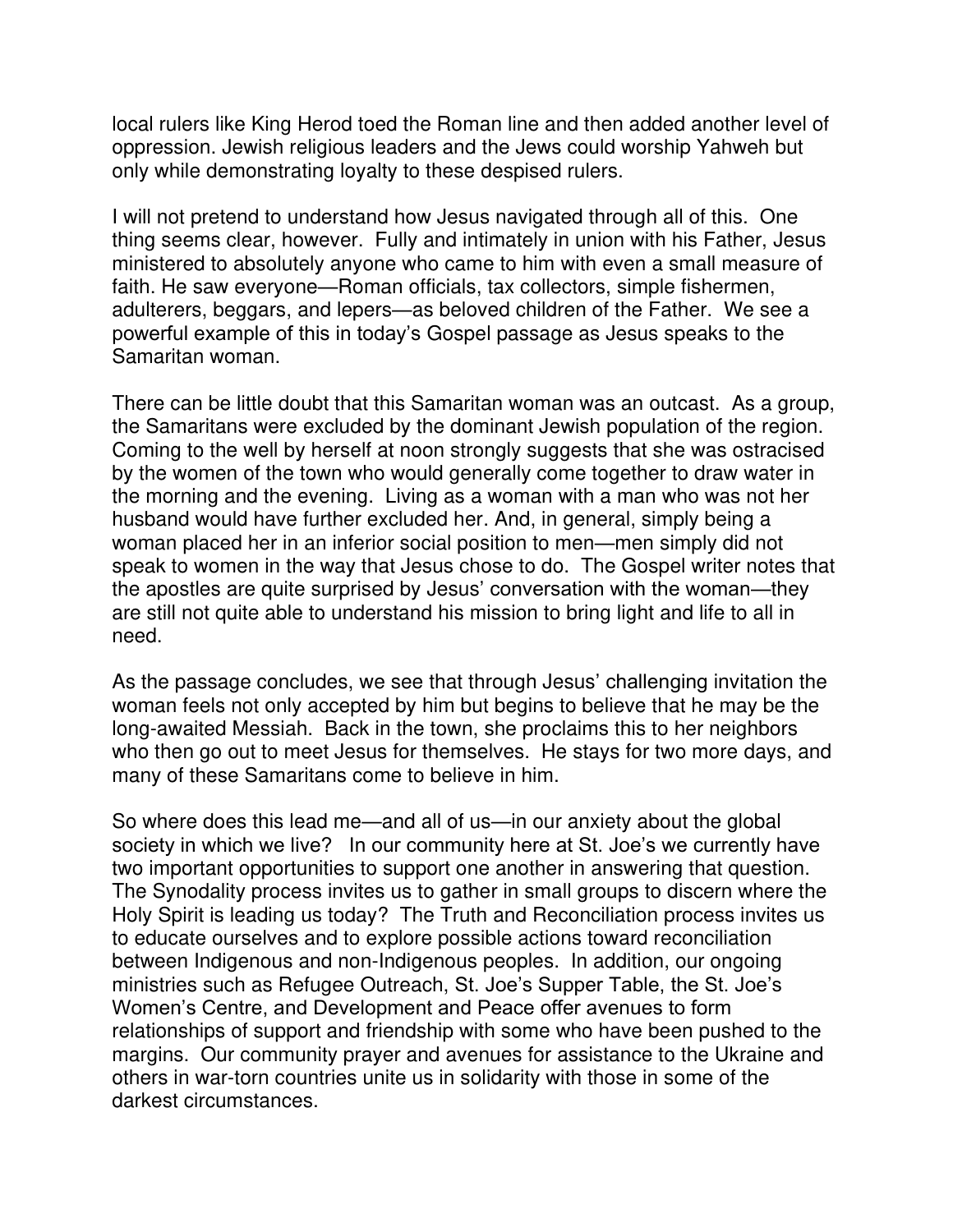local rulers like King Herod toed the Roman line and then added another level of oppression. Jewish religious leaders and the Jews could worship Yahweh but only while demonstrating loyalty to these despised rulers.

I will not pretend to understand how Jesus navigated through all of this. One thing seems clear, however. Fully and intimately in union with his Father, Jesus ministered to absolutely anyone who came to him with even a small measure of faith. He saw everyone—Roman officials, tax collectors, simple fishermen, adulterers, beggars, and lepers—as beloved children of the Father. We see a powerful example of this in today's Gospel passage as Jesus speaks to the Samaritan woman.

There can be little doubt that this Samaritan woman was an outcast. As a group, the Samaritans were excluded by the dominant Jewish population of the region. Coming to the well by herself at noon strongly suggests that she was ostracised by the women of the town who would generally come together to draw water in the morning and the evening. Living as a woman with a man who was not her husband would have further excluded her. And, in general, simply being a woman placed her in an inferior social position to men—men simply did not speak to women in the way that Jesus chose to do. The Gospel writer notes that the apostles are quite surprised by Jesus' conversation with the woman—they are still not quite able to understand his mission to bring light and life to all in need.

As the passage concludes, we see that through Jesus' challenging invitation the woman feels not only accepted by him but begins to believe that he may be the long-awaited Messiah. Back in the town, she proclaims this to her neighbors who then go out to meet Jesus for themselves. He stays for two more days, and many of these Samaritans come to believe in him.

So where does this lead me—and all of us—in our anxiety about the global society in which we live? In our community here at St. Joe's we currently have two important opportunities to support one another in answering that question. The Synodality process invites us to gather in small groups to discern where the Holy Spirit is leading us today? The Truth and Reconciliation process invites us to educate ourselves and to explore possible actions toward reconciliation between Indigenous and non-Indigenous peoples. In addition, our ongoing ministries such as Refugee Outreach, St. Joe's Supper Table, the St. Joe's Women's Centre, and Development and Peace offer avenues to form relationships of support and friendship with some who have been pushed to the margins. Our community prayer and avenues for assistance to the Ukraine and others in war-torn countries unite us in solidarity with those in some of the darkest circumstances.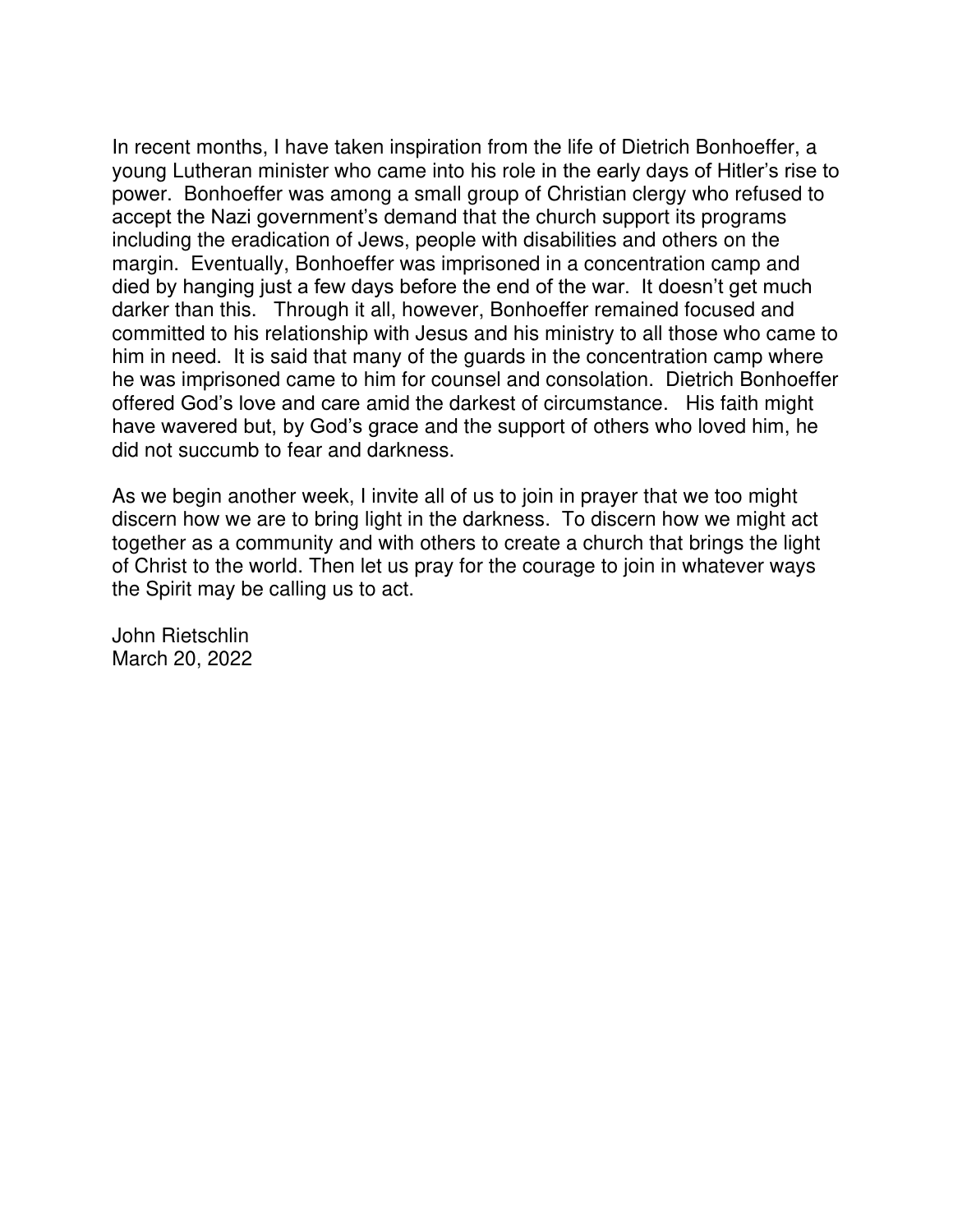In recent months, I have taken inspiration from the life of Dietrich Bonhoeffer, a young Lutheran minister who came into his role in the early days of Hitler's rise to power. Bonhoeffer was among a small group of Christian clergy who refused to accept the Nazi government's demand that the church support its programs including the eradication of Jews, people with disabilities and others on the margin. Eventually, Bonhoeffer was imprisoned in a concentration camp and died by hanging just a few days before the end of the war. It doesn't get much darker than this. Through it all, however, Bonhoeffer remained focused and committed to his relationship with Jesus and his ministry to all those who came to him in need. It is said that many of the guards in the concentration camp where he was imprisoned came to him for counsel and consolation. Dietrich Bonhoeffer offered God's love and care amid the darkest of circumstance. His faith might have wavered but, by God's grace and the support of others who loved him, he did not succumb to fear and darkness.

As we begin another week, I invite all of us to join in prayer that we too might discern how we are to bring light in the darkness. To discern how we might act together as a community and with others to create a church that brings the light of Christ to the world. Then let us pray for the courage to join in whatever ways the Spirit may be calling us to act.

John Rietschlin
March 20, 2022